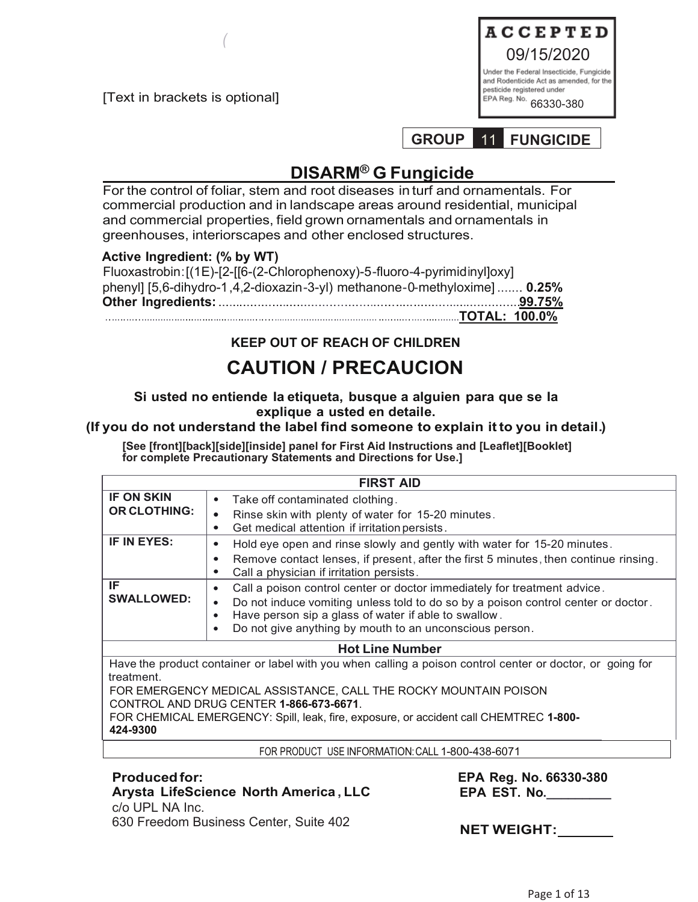[Text in brackets is optional]

**ACCEPTED**
09/15/2020
Under the Federal Insecticide, Fungicide and Rodenticide Act as amended, for the pesticide registered under
EPA Reg. No. 66330-380

**GROUP 11 FUNGICIDE**

# DISARM® G Fungicide

For the control of foliar, stem and root diseases in turf and ornamentals. For commercial production and in landscape areas around residential, municipal and commercial properties, field grown ornamentals and ornamentals in greenhouses, interiorscapes and other enclosed structures.

**Active Ingredient: (% by WT)**
Fluoxastrobin: [(1E)-[2-[[6-(2-Chlorophenoxy)-5-fluoro-4-pyrimidinyl]oxy] phenyl] [5,6-dihydro-1,4,2-dioxazin-3-yl) methanone-0-methyloxime] ....... **0.25%**
**Other Ingredients:** .......................................................... **99.75%**
.......................................................................... **TOTAL: 100.0%**

**KEEP OUT OF REACH OF CHILDREN**

## CAUTION / PRECAUCION

**Si usted no entiende la etiqueta, busque a alguien para que se la explique a usted en detaile.**
**(If you do not understand the label find someone to explain it to you in detail.)**

**[See [front][back][side][inside] panel for First Aid Instructions and [Leaflet][Booklet] for complete Precautionary Statements and Directions for Use.]**

| FIRST AID | |
|---|---|
| **IF ON SKIN OR CLOTHING:** | • Take off contaminated clothing.<br>• Rinse skin with plenty of water for 15-20 minutes.<br>• Get medical attention if irritation persists. |
| **IF IN EYES:** | • Hold eye open and rinse slowly and gently with water for 15-20 minutes.<br>• Remove contact lenses, if present, after the first 5 minutes, then continue rinsing.<br>• Call a physician if irritation persists. |
| **IF SWALLOWED:** | • Call a poison control center or doctor immediately for treatment advice.<br>• Do not induce vomiting unless told to do so by a poison control center or doctor.<br>• Have person sip a glass of water if able to swallow.<br>• Do not give anything by mouth to an unconscious person. |
| **Hot Line Number** | |
| Have the product container or label with you when calling a poison control center or doctor, or going for treatment.<br>FOR EMERGENCY MEDICAL ASSISTANCE, CALL THE ROCKY MOUNTAIN POISON CONTROL AND DRUG CENTER **1-866-673-6671**.<br>FOR CHEMICAL EMERGENCY: Spill, leak, fire, exposure, or accident call CHEMTREC **1-800-424-9300** | |

FOR PRODUCT USE INFORMATION: CALL 1-800-438-6071

**Produced for:**
**Arysta LifeScience North America, LLC**
c/o UPL NA Inc.
630 Freedom Business Center, Suite 402

**EPA Reg. No. 66330-380**
**EPA EST. No.________**

**NET WEIGHT:_______**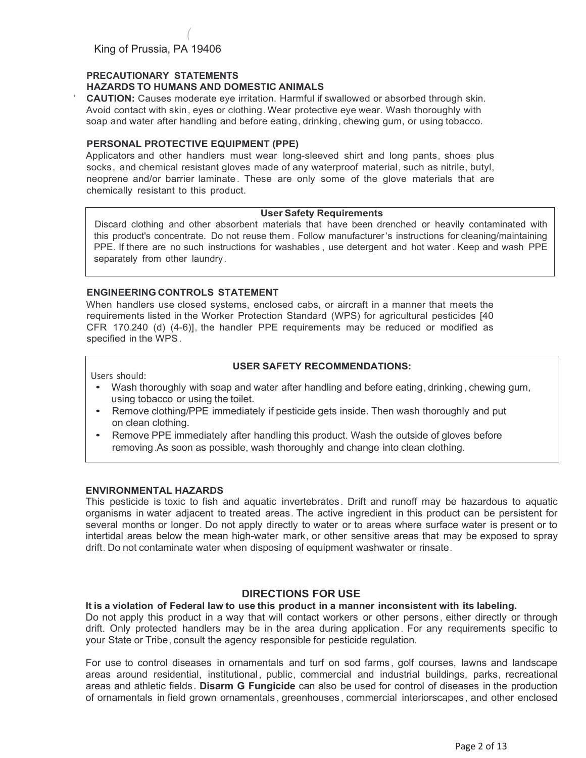King of Prussia, PA 19406

## PRECAUTIONARY STATEMENTS

### HAZARDS TO HUMANS AND DOMESTIC ANIMALS

**CAUTION:** Causes moderate eye irritation. Harmful if swallowed or absorbed through skin. Avoid contact with skin, eyes or clothing. Wear protective eye wear. Wash thoroughly with soap and water after handling and before eating, drinking, chewing gum, or using tobacco.

### PERSONAL PROTECTIVE EQUIPMENT (PPE)

Applicators and other handlers must wear long-sleeved shirt and long pants, shoes plus socks, and chemical resistant gloves made of any waterproof material, such as nitrile, butyl, neoprene and/or barrier laminate. These are only some of the glove materials that are chemically resistant to this product.

**User Safety Requirements**

Discard clothing and other absorbent materials that have been drenched or heavily contaminated with this product's concentrate. Do not reuse them. Follow manufacturer's instructions for cleaning/maintaining PPE. If there are no such instructions for washables, use detergent and hot water. Keep and wash PPE separately from other laundry.

### ENGINEERING CONTROLS STATEMENT

When handlers use closed systems, enclosed cabs, or aircraft in a manner that meets the requirements listed in the Worker Protection Standard (WPS) for agricultural pesticides [40 CFR 170.240 (d) (4-6)], the handler PPE requirements may be reduced or modified as specified in the WPS.

**USER SAFETY RECOMMENDATIONS:**

Users should:

- Wash thoroughly with soap and water after handling and before eating, drinking, chewing gum, using tobacco or using the toilet.
- Remove clothing/PPE immediately if pesticide gets inside. Then wash thoroughly and put on clean clothing.
- Remove PPE immediately after handling this product. Wash the outside of gloves before removing. As soon as possible, wash thoroughly and change into clean clothing.

### ENVIRONMENTAL HAZARDS

This pesticide is toxic to fish and aquatic invertebrates. Drift and runoff may be hazardous to aquatic organisms in water adjacent to treated areas. The active ingredient in this product can be persistent for several months or longer. Do not apply directly to water or to areas where surface water is present or to intertidal areas below the mean high-water mark, or other sensitive areas that may be exposed to spray drift. Do not contaminate water when disposing of equipment washwater or rinsate.

## DIRECTIONS FOR USE

**It is a violation of Federal law to use this product in a manner inconsistent with its labeling.**

Do not apply this product in a way that will contact workers or other persons, either directly or through drift. Only protected handlers may be in the area during application. For any requirements specific to your State or Tribe, consult the agency responsible for pesticide regulation.

For use to control diseases in ornamentals and turf on sod farms, golf courses, lawns and landscape areas around residential, institutional, public, commercial and industrial buildings, parks, recreational areas and athletic fields. **Disarm G Fungicide** can also be used for control of diseases in the production of ornamentals in field grown ornamentals, greenhouses, commercial interiorscapes, and other enclosed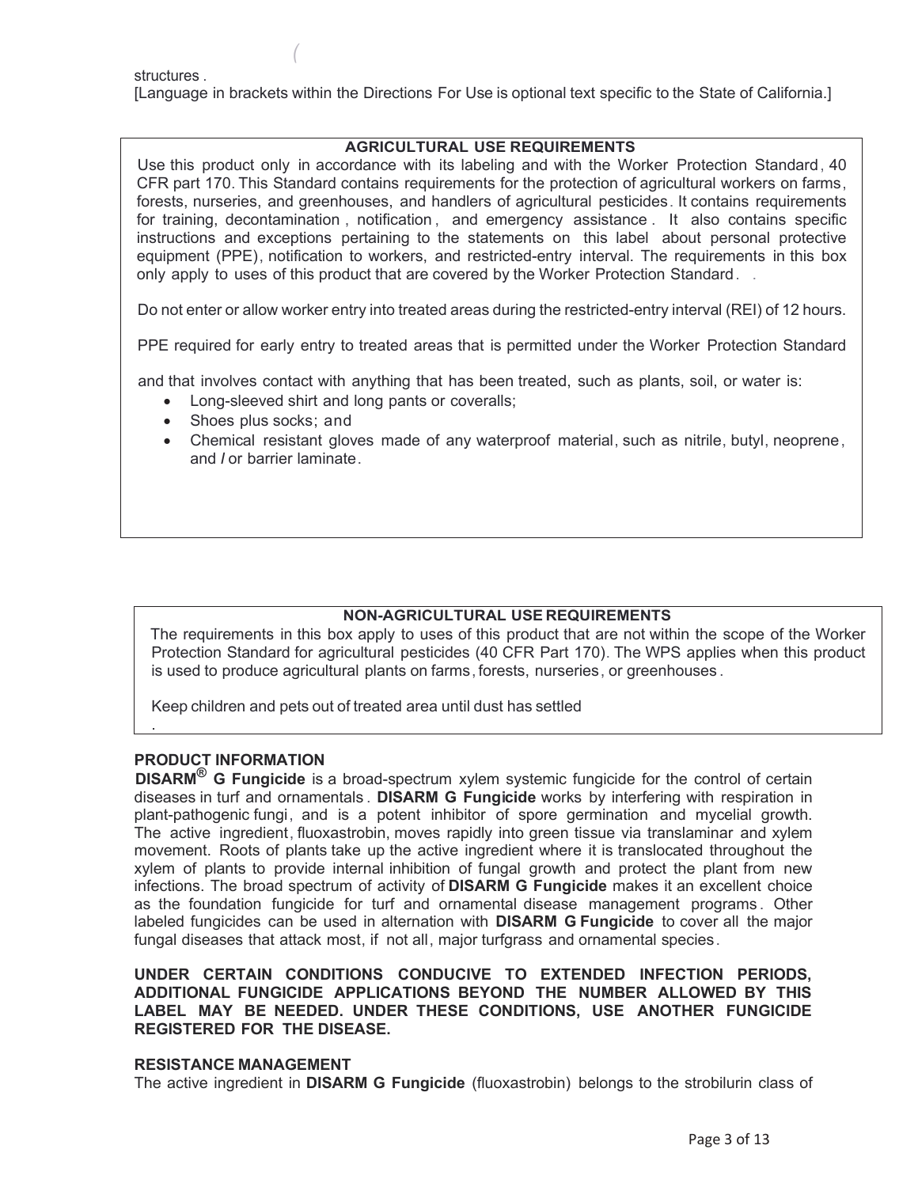structures .

[Language in brackets within the Directions For Use is optional text specific to the State of California.]

**AGRICULTURAL USE REQUIREMENTS**

Use this product only in accordance with its labeling and with the Worker Protection Standard, 40 CFR part 170. This Standard contains requirements for the protection of agricultural workers on farms, forests, nurseries, and greenhouses, and handlers of agricultural pesticides. It contains requirements for training, decontamination, notification, and emergency assistance. It also contains specific instructions and exceptions pertaining to the statements on this label about personal protective equipment (PPE), notification to workers, and restricted-entry interval. The requirements in this box only apply to uses of this product that are covered by the Worker Protection Standard.

Do not enter or allow worker entry into treated areas during the restricted-entry interval (REI) of 12 hours.

PPE required for early entry to treated areas that is permitted under the Worker Protection Standard

and that involves contact with anything that has been treated, such as plants, soil, or water is:

- Long-sleeved shirt and long pants or coveralls;
- Shoes plus socks; and
- Chemical resistant gloves made of any waterproof material, such as nitrile, butyl, neoprene, and / or barrier laminate.

**NON-AGRICULTURAL USE REQUIREMENTS**

The requirements in this box apply to uses of this product that are not within the scope of the Worker Protection Standard for agricultural pesticides (40 CFR Part 170). The WPS applies when this product is used to produce agricultural plants on farms, forests, nurseries, or greenhouses.

Keep children and pets out of treated area until dust has settled

.

## PRODUCT INFORMATION

**DISARM® G Fungicide** is a broad-spectrum xylem systemic fungicide for the control of certain diseases in turf and ornamentals. **DISARM G Fungicide** works by interfering with respiration in plant-pathogenic fungi, and is a potent inhibitor of spore germination and mycelial growth. The active ingredient, fluoxastrobin, moves rapidly into green tissue via translaminar and xylem movement. Roots of plants take up the active ingredient where it is translocated throughout the xylem of plants to provide internal inhibition of fungal growth and protect the plant from new infections. The broad spectrum of activity of **DISARM G Fungicide** makes it an excellent choice as the foundation fungicide for turf and ornamental disease management programs. Other labeled fungicides can be used in alternation with **DISARM G Fungicide** to cover all the major fungal diseases that attack most, if not all, major turfgrass and ornamental species.

**UNDER CERTAIN CONDITIONS CONDUCIVE TO EXTENDED INFECTION PERIODS, ADDITIONAL FUNGICIDE APPLICATIONS BEYOND THE NUMBER ALLOWED BY THIS LABEL MAY BE NEEDED. UNDER THESE CONDITIONS, USE ANOTHER FUNGICIDE REGISTERED FOR THE DISEASE.**

## RESISTANCE MANAGEMENT

The active ingredient in **DISARM G Fungicide** (fluoxastrobin) belongs to the strobilurin class of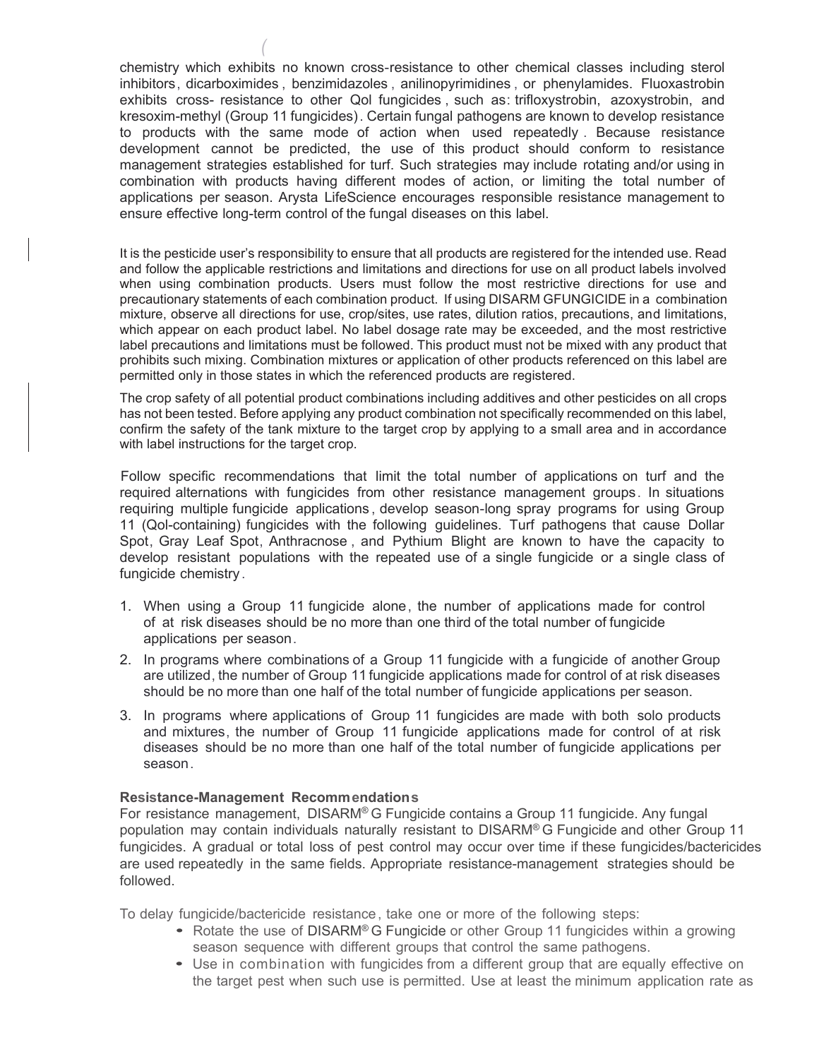chemistry which exhibits no known cross-resistance to other chemical classes including sterol inhibitors, dicarboximides, benzimidazoles, anilinopyrimidines, or phenylamides. Fluoxastrobin exhibits cross- resistance to other QoI fungicides, such as: trifloxystrobin, azoxystrobin, and kresoxim-methyl (Group 11 fungicides). Certain fungal pathogens are known to develop resistance to products with the same mode of action when used repeatedly. Because resistance development cannot be predicted, the use of this product should conform to resistance management strategies established for turf. Such strategies may include rotating and/or using in combination with products having different modes of action, or limiting the total number of applications per season. Arysta LifeScience encourages responsible resistance management to ensure effective long-term control of the fungal diseases on this label.

It is the pesticide user's responsibility to ensure that all products are registered for the intended use. Read and follow the applicable restrictions and limitations and directions for use on all product labels involved when using combination products. Users must follow the most restrictive directions for use and precautionary statements of each combination product. If using DISARM GFUNGICIDE in a combination mixture, observe all directions for use, crop/sites, use rates, dilution ratios, precautions, and limitations, which appear on each product label. No label dosage rate may be exceeded, and the most restrictive label precautions and limitations must be followed. This product must not be mixed with any product that prohibits such mixing. Combination mixtures or application of other products referenced on this label are permitted only in those states in which the referenced products are registered.

The crop safety of all potential product combinations including additives and other pesticides on all crops has not been tested. Before applying any product combination not specifically recommended on this label, confirm the safety of the tank mixture to the target crop by applying to a small area and in accordance with label instructions for the target crop.

Follow specific recommendations that limit the total number of applications on turf and the required alternations with fungicides from other resistance management groups. In situations requiring multiple fungicide applications, develop season-long spray programs for using Group 11 (QoI-containing) fungicides with the following guidelines. Turf pathogens that cause Dollar Spot, Gray Leaf Spot, Anthracnose, and Pythium Blight are known to have the capacity to develop resistant populations with the repeated use of a single fungicide or a single class of fungicide chemistry.

1. When using a Group 11 fungicide alone, the number of applications made for control of at risk diseases should be no more than one third of the total number of fungicide applications per season.
2. In programs where combinations of a Group 11 fungicide with a fungicide of another Group are utilized, the number of Group 11 fungicide applications made for control of at risk diseases should be no more than one half of the total number of fungicide applications per season.
3. In programs where applications of Group 11 fungicides are made with both solo products and mixtures, the number of Group 11 fungicide applications made for control of at risk diseases should be no more than one half of the total number of fungicide applications per season.

**Resistance-Management Recommendations**
For resistance management, DISARM® G Fungicide contains a Group 11 fungicide. Any fungal population may contain individuals naturally resistant to DISARM® G Fungicide and other Group 11 fungicides. A gradual or total loss of pest control may occur over time if these fungicides/bactericides are used repeatedly in the same fields. Appropriate resistance-management strategies should be followed.

To delay fungicide/bactericide resistance, take one or more of the following steps:

- Rotate the use of DISARM® G Fungicide or other Group 11 fungicides within a growing season sequence with different groups that control the same pathogens.
- Use in combination with fungicides from a different group that are equally effective on the target pest when such use is permitted. Use at least the minimum application rate as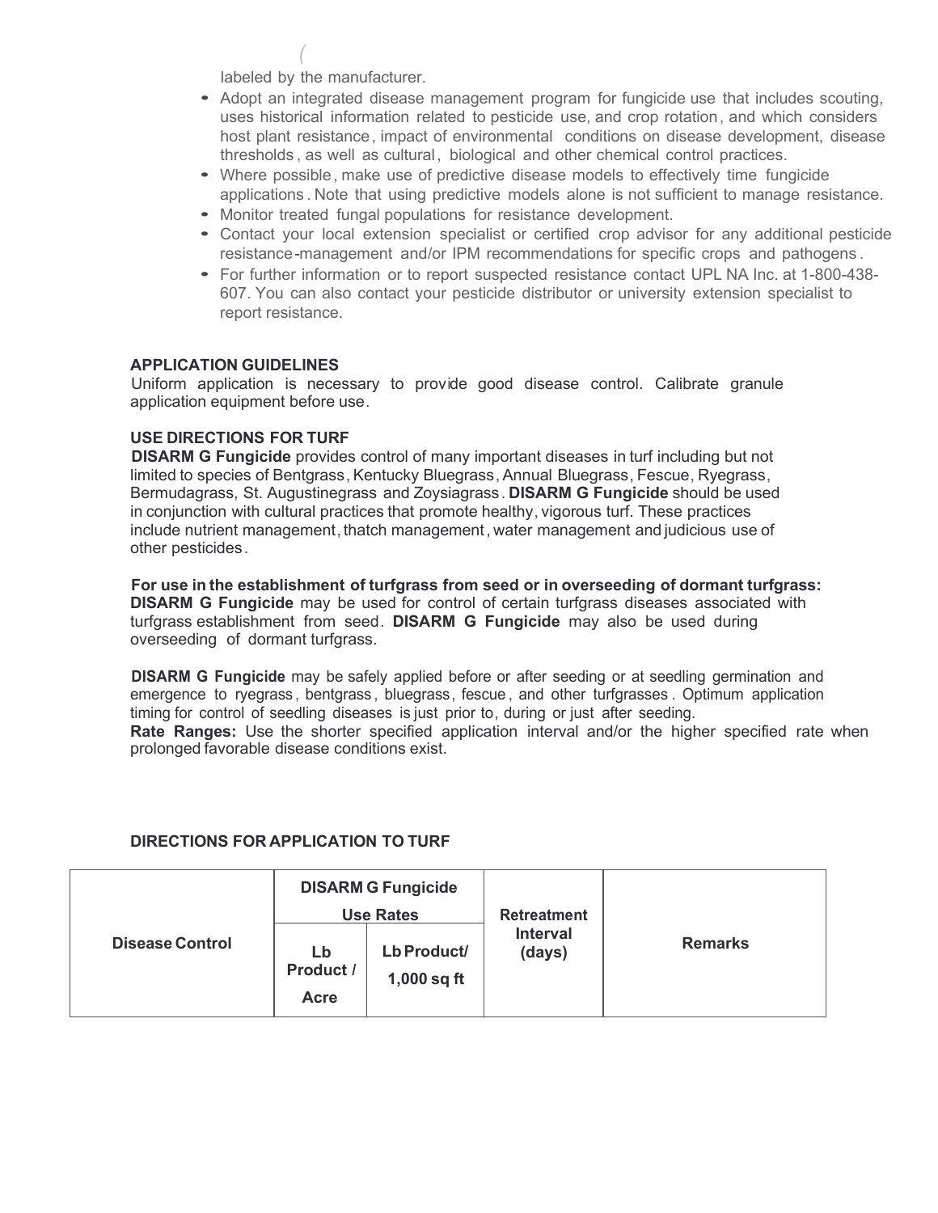labeled by the manufacturer.

- Adopt an integrated disease management program for fungicide use that includes scouting, uses historical information related to pesticide use, and crop rotation, and which considers host plant resistance, impact of environmental conditions on disease development, disease thresholds, as well as cultural, biological and other chemical control practices.
- Where possible, make use of predictive disease models to effectively time fungicide applications. Note that using predictive models alone is not sufficient to manage resistance.
- Monitor treated fungal populations for resistance development.
- Contact your local extension specialist or certified crop advisor for any additional pesticide resistance-management and/or IPM recommendations for specific crops and pathogens.
- For further information or to report suspected resistance contact UPL NA Inc. at 1-800-438-607. You can also contact your pesticide distributor or university extension specialist to report resistance.

**APPLICATION GUIDELINES**

Uniform application is necessary to provide good disease control. Calibrate granule application equipment before use.

**USE DIRECTIONS FOR TURF**

**DISARM G Fungicide** provides control of many important diseases in turf including but not limited to species of Bentgrass, Kentucky Bluegrass, Annual Bluegrass, Fescue, Ryegrass, Bermudagrass, St. Augustinegrass and Zoysiagrass. **DISARM G Fungicide** should be used in conjunction with cultural practices that promote healthy, vigorous turf. These practices include nutrient management, thatch management, water management and judicious use of other pesticides.

**For use in the establishment of turfgrass from seed or in overseeding of dormant turfgrass:** **DISARM G Fungicide** may be used for control of certain turfgrass diseases associated with turfgrass establishment from seed. **DISARM G Fungicide** may also be used during overseeding of dormant turfgrass.

**DISARM G Fungicide** may be safely applied before or after seeding or at seedling germination and emergence to ryegrass, bentgrass, bluegrass, fescue, and other turfgrasses. Optimum application timing for control of seedling diseases is just prior to, during or just after seeding.

**Rate Ranges:** Use the shorter specified application interval and/or the higher specified rate when prolonged favorable disease conditions exist.

**DIRECTIONS FOR APPLICATION TO TURF**

| Disease Control | DISARM G Fungicide Use Rates | | Retreatment Interval (days) | Remarks |
|---|---|---|---|---|
| | Lb Product / Acre | Lb Product/ 1,000 sq ft | | |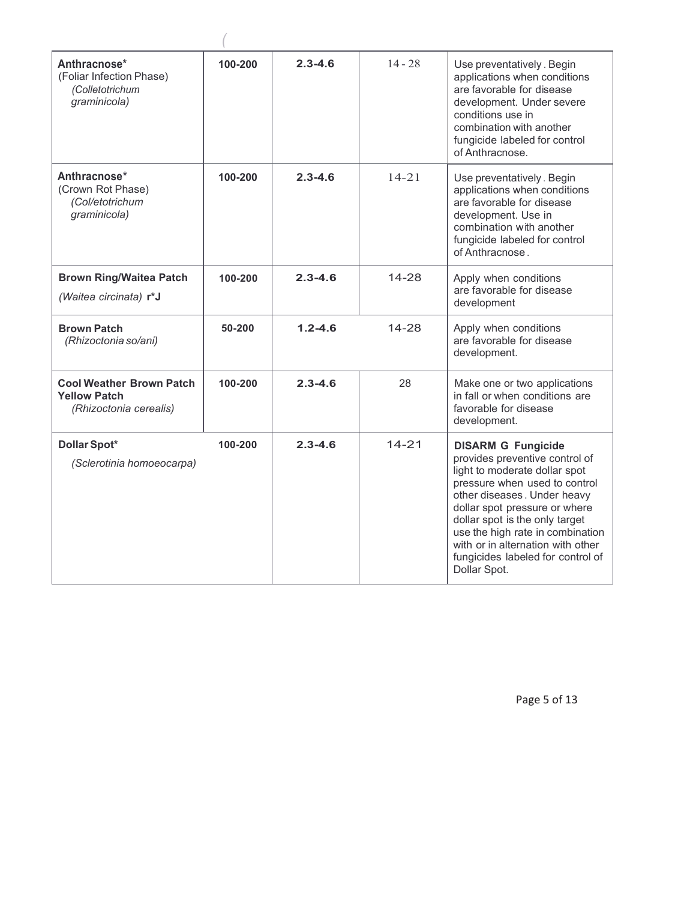| | | | | |
|---|---|---|---|---|
| **Anthracnose*** (Foliar Infection Phase) *(Colletotrichum graminicola)* | **100-200** | **2.3-4.6** | 14 - 28 | Use preventatively. Begin applications when conditions are favorable for disease development. Under severe conditions use in combination with another fungicide labeled for control of Anthracnose. |
| **Anthracnose*** (Crown Rot Phase) *(Col/etotrichum graminicola)* | **100-200** | **2.3-4.6** | 14-21 | Use preventatively. Begin applications when conditions are favorable for disease development. Use in combination with another fungicide labeled for control of Anthracnose. |
| **Brown Ring/Waitea Patch** *(Waitea circinata)* **r*J** | **100-200** | **2.3-4.6** | 14-28 | Apply when conditions are favorable for disease development |
| **Brown Patch** *(Rhizoctonia so/ani)* | **50-200** | **1.2-4.6** | 14-28 | Apply when conditions are favorable for disease development. |
| **Cool Weather Brown Patch Yellow Patch** *(Rhizoctonia cerealis)* | **100-200** | **2.3-4.6** | 28 | Make one or two applications in fall or when conditions are favorable for disease development. |
| **Dollar Spot*** *(Sclerotinia homoeocarpa)* | **100-200** | **2.3-4.6** | 14-21 | **DISARM G Fungicide** provides preventive control of light to moderate dollar spot pressure when used to control other diseases. Under heavy dollar spot pressure or where dollar spot is the only target use the high rate in combination with or in alternation with other fungicides labeled for control of Dollar Spot. |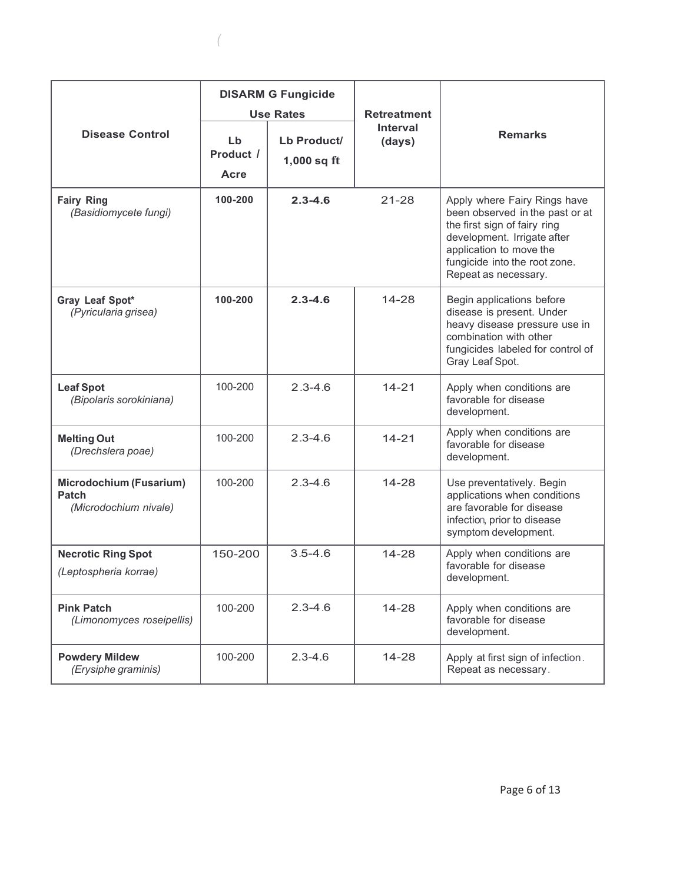| Disease Control | DISARM G Fungicide Use Rates | | Retreatment Interval (days) | Remarks |
|---|---|---|---|---|
| | Lb Product / Acre | Lb Product/ 1,000 sq ft | | |
| **Fairy Ring** *(Basidiomycete fungi)* | **100-200** | **2.3-4.6** | 21-28 | Apply where Fairy Rings have been observed in the past or at the first sign of fairy ring development. Irrigate after application to move the fungicide into the root zone. Repeat as necessary. |
| **Gray Leaf Spot*** *(Pyricularia grisea)* | **100-200** | **2.3-4.6** | 14-28 | Begin applications before disease is present. Under heavy disease pressure use in combination with other fungicides labeled for control of Gray Leaf Spot. |
| **Leaf Spot** *(Bipolaris sorokiniana)* | 100-200 | 2.3-4.6 | 14-21 | Apply when conditions are favorable for disease development. |
| **Melting Out** *(Drechslera poae)* | 100-200 | 2.3-4.6 | 14-21 | Apply when conditions are favorable for disease development. |
| **Microdochium (Fusarium) Patch** *(Microdochium nivale)* | 100-200 | 2.3-4.6 | 14-28 | Use preventatively. Begin applications when conditions are favorable for disease infection, prior to disease symptom development. |
| **Necrotic Ring Spot** *(Leptospheria korrae)* | 150-200 | 3.5-4.6 | 14-28 | Apply when conditions are favorable for disease development. |
| **Pink Patch** *(Limonomyces roseipellis)* | 100-200 | 2.3-4.6 | 14-28 | Apply when conditions are favorable for disease development. |
| **Powdery Mildew** *(Erysiphe graminis)* | 100-200 | 2.3-4.6 | 14-28 | Apply at first sign of infection. Repeat as necessary. |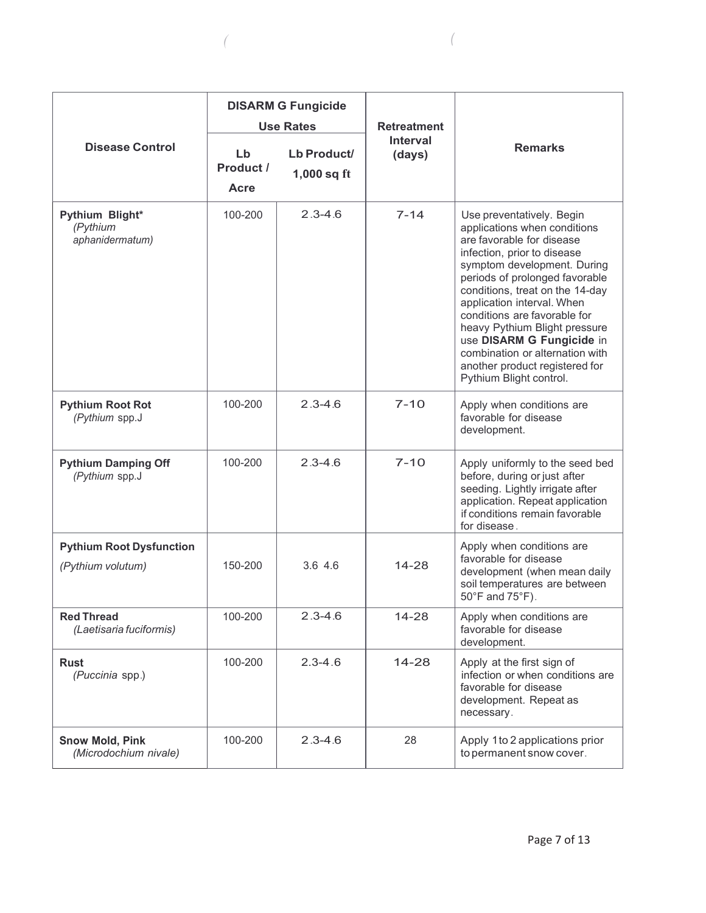| Disease Control | DISARM G Fungicide Use Rates | | Retreatment Interval (days) | Remarks |
|---|---|---|---|---|
| | Lb Product / Acre | Lb Product/ 1,000 sq ft | | |
| **Pythium Blight*** *(Pythium aphanidermatum)* | 100-200 | 2.3-4.6 | 7-14 | Use preventatively. Begin applications when conditions are favorable for disease infection, prior to disease symptom development. During periods of prolonged favorable conditions, treat on the 14-day application interval. When conditions are favorable for heavy Pythium Blight pressure use **DISARM G Fungicide** in combination or alternation with another product registered for Pythium Blight control. |
| **Pythium Root Rot** *(Pythium spp.)* | 100-200 | 2.3-4.6 | 7-10 | Apply when conditions are favorable for disease development. |
| **Pythium Damping Off** *(Pythium spp.)* | 100-200 | 2.3-4.6 | 7-10 | Apply uniformly to the seed bed before, during or just after seeding. Lightly irrigate after application. Repeat application if conditions remain favorable for disease. |
| **Pythium Root Dysfunction** *(Pythium volutum)* | 150-200 | 3.6 4.6 | 14-28 | Apply when conditions are favorable for disease development (when mean daily soil temperatures are between 50°F and 75°F). |
| **Red Thread** *(Laetisaria fuciformis)* | 100-200 | 2.3-4.6 | 14-28 | Apply when conditions are favorable for disease development. |
| **Rust** *(Puccinia spp.)* | 100-200 | 2.3-4.6 | 14-28 | Apply at the first sign of infection or when conditions are favorable for disease development. Repeat as necessary. |
| **Snow Mold, Pink** *(Microdochium nivale)* | 100-200 | 2.3-4.6 | 28 | Apply 1 to 2 applications prior to permanent snow cover. |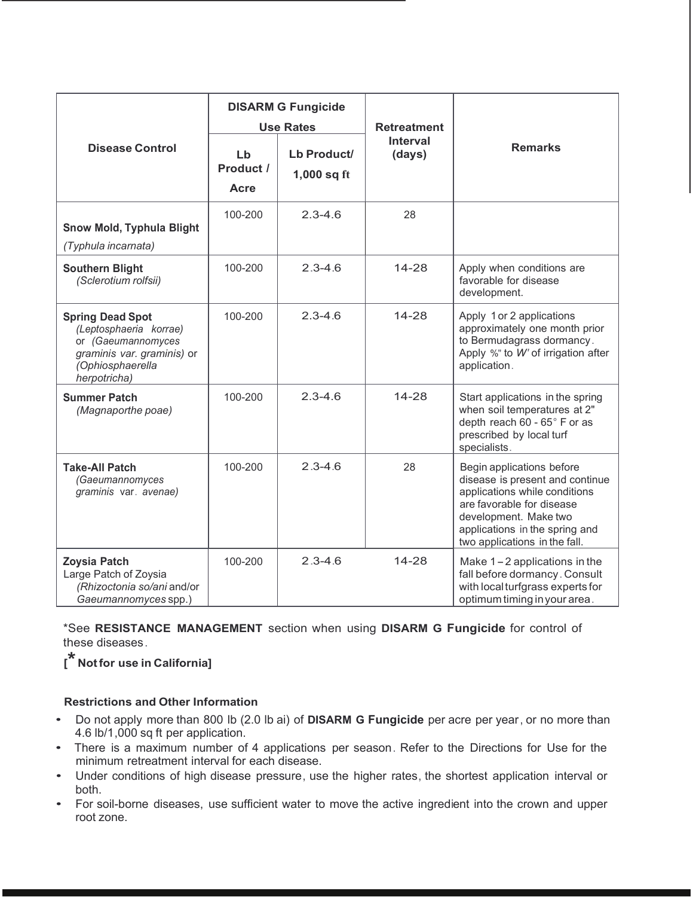| Disease Control | DISARM G Fungicide Use Rates | | Retreatment Interval (days) | Remarks |
|---|---|---|---|---|
| | Lb Product / Acre | Lb Product/ 1,000 sq ft | | |
| **Snow Mold, Typhula Blight** *(Typhula incarnata)* | 100-200 | 2.3-4.6 | 28 | |
| **Southern Blight** *(Sclerotium rolfsii)* | 100-200 | 2.3-4.6 | 14-28 | Apply when conditions are favorable for disease development. |
| **Spring Dead Spot** *(Leptosphaeria korrae)* or *(Gaeumannomyces graminis var. graminis)* or *(Ophiosphaerella herpotricha)* | 100-200 | 2.3-4.6 | 14-28 | Apply 1 or 2 applications approximately one month prior to Bermudagrass dormancy. Apply %" to W' of irrigation after application. |
| **Summer Patch** *(Magnaporthe poae)* | 100-200 | 2.3-4.6 | 14-28 | Start applications in the spring when soil temperatures at 2" depth reach 60 - 65° F or as prescribed by local turf specialists. |
| **Take-All Patch** *(Gaeumannomyces graminis var. avenae)* | 100-200 | 2.3-4.6 | 28 | Begin applications before disease is present and continue applications while conditions are favorable for disease development. Make two applications in the spring and two applications in the fall. |
| **Zoysia Patch** Large Patch of Zoysia *(Rhizoctonia so/ani* and/or *Gaeumannomyces* spp.) | 100-200 | 2.3-4.6 | 14-28 | Make 1 – 2 applications in the fall before dormancy. Consult with local turfgrass experts for optimum timing in your area. |

*See **RESISTANCE MANAGEMENT** section when using **DISARM G Fungicide** for control of these diseases.

**[* Not for use in California]**

**Restrictions and Other Information**

- Do not apply more than 800 lb (2.0 lb ai) of **DISARM G Fungicide** per acre per year, or no more than 4.6 lb/1,000 sq ft per application.
- There is a maximum number of 4 applications per season. Refer to the Directions for Use for the minimum retreatment interval for each disease.
- Under conditions of high disease pressure, use the higher rates, the shortest application interval or both.
- For soil-borne diseases, use sufficient water to move the active ingredient into the crown and upper root zone.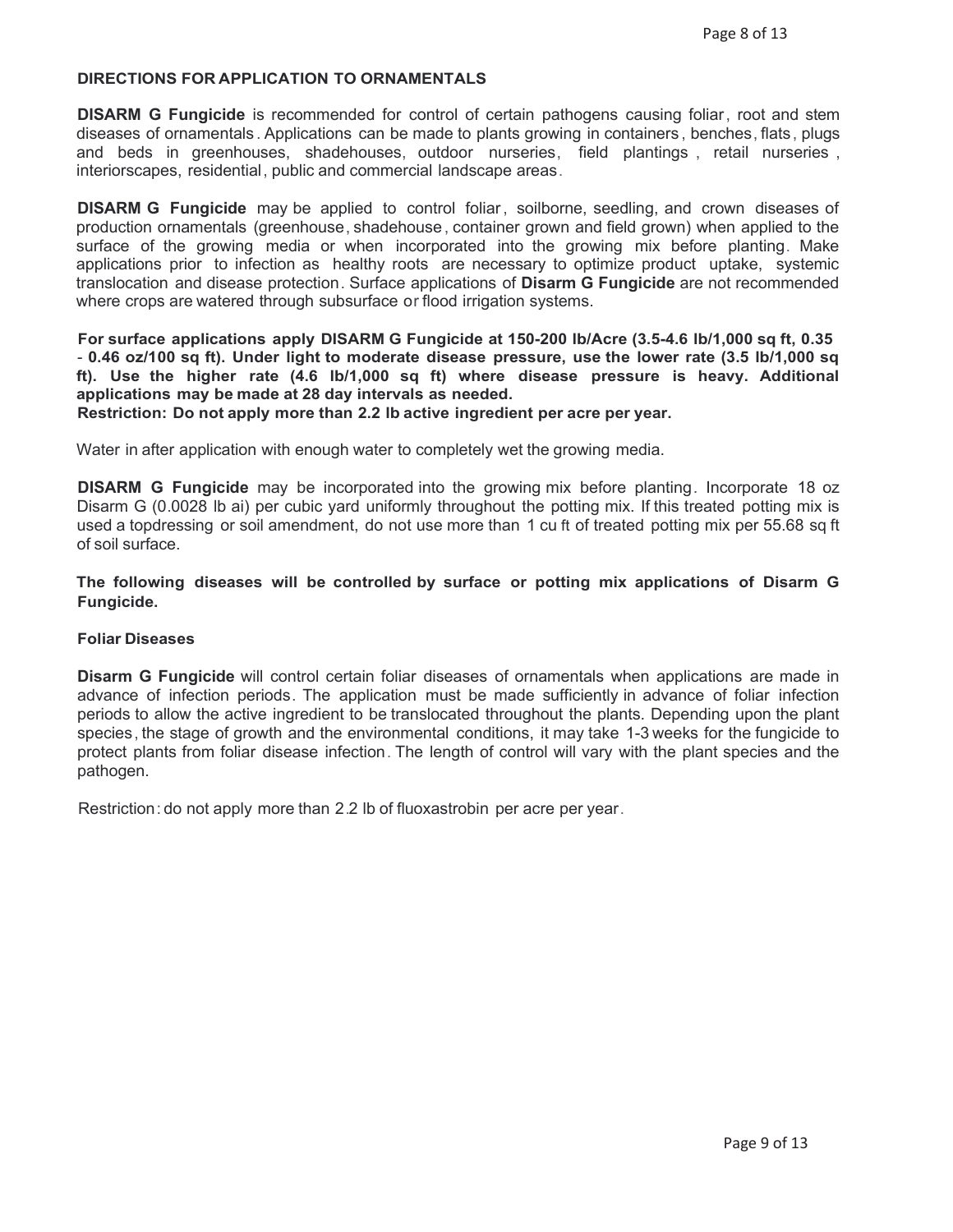**DIRECTIONS FOR APPLICATION TO ORNAMENTALS**

**DISARM G Fungicide** is recommended for control of certain pathogens causing foliar, root and stem diseases of ornamentals. Applications can be made to plants growing in containers, benches, flats, plugs and beds in greenhouses, shadehouses, outdoor nurseries, field plantings, retail nurseries, interiorscapes, residential, public and commercial landscape areas.

**DISARM G Fungicide** may be applied to control foliar, soilborne, seedling, and crown diseases of production ornamentals (greenhouse, shadehouse, container grown and field grown) when applied to the surface of the growing media or when incorporated into the growing mix before planting. Make applications prior to infection as healthy roots are necessary to optimize product uptake, systemic translocation and disease protection. Surface applications of **Disarm G Fungicide** are not recommended where crops are watered through subsurface or flood irrigation systems.

**For surface applications apply DISARM G Fungicide at 150-200 lb/Acre (3.5-4.6 lb/1,000 sq ft, 0.35 - 0.46 oz/100 sq ft). Under light to moderate disease pressure, use the lower rate (3.5 lb/1,000 sq ft). Use the higher rate (4.6 lb/1,000 sq ft) where disease pressure is heavy. Additional applications may be made at 28 day intervals as needed.**
**Restriction: Do not apply more than 2.2 lb active ingredient per acre per year.**

Water in after application with enough water to completely wet the growing media.

**DISARM G Fungicide** may be incorporated into the growing mix before planting. Incorporate 18 oz Disarm G (0.0028 lb ai) per cubic yard uniformly throughout the potting mix. If this treated potting mix is used a topdressing or soil amendment, do not use more than 1 cu ft of treated potting mix per 55.68 sq ft of soil surface.

**The following diseases will be controlled by surface or potting mix applications of Disarm G Fungicide.**

**Foliar Diseases**

**Disarm G Fungicide** will control certain foliar diseases of ornamentals when applications are made in advance of infection periods. The application must be made sufficiently in advance of foliar infection periods to allow the active ingredient to be translocated throughout the plants. Depending upon the plant species, the stage of growth and the environmental conditions, it may take 1-3 weeks for the fungicide to protect plants from foliar disease infection. The length of control will vary with the plant species and the pathogen.

Restriction: do not apply more than 2.2 lb of fluoxastrobin per acre per year.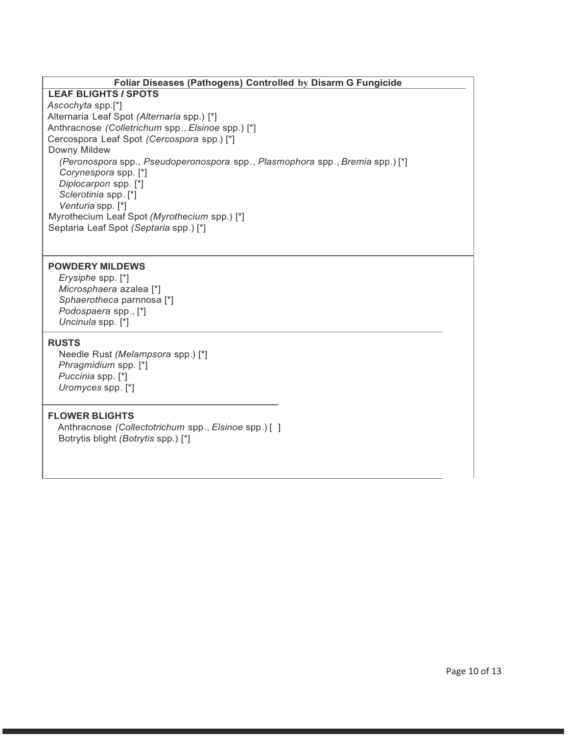**Foliar Diseases (Pathogens) Controlled by Disarm G Fungicide**

**LEAF BLIGHTS / SPOTS**

*Ascochyta* spp.[*]
Alternaria Leaf Spot *(Alternaria* spp.) [*]
Anthracnose *(Colletrichum* spp., *Elsinoe* spp.) [*]
Cercospora Leaf Spot *(Cercospora* spp.) [*]
Downy Mildew
*(Peronospora* spp., *Pseudoperonospora* spp., *Plasmophora* spp., *Bremia* spp.) [*]
*Corynespora* spp. [*]
*Diplocarpon* spp. [*]
*Sclerotinia* spp. [*]
*Venturia* spp. [*]
Myrothecium Leaf Spot *(Myrothecium* spp.) [*]
Septaria Leaf Spot *(Septaria* spp.) [*]

**POWDERY MILDEWS**

*Erysiphe* spp. [*]
*Microsphaera* azalea [*]
*Sphaerotheca* parnnosa [*]
*Podospaera* spp., [*]
*Uncinula* spp. [*]

**RUSTS**

Needle Rust *(Melampsora* spp.) [*]
*Phragmidium* spp. [*]
*Puccinia* spp. [*]
*Uromyces* spp. [*]

**FLOWER BLIGHTS**

Anthracnose *(Collectotrichum* spp., *Elsinoe* spp.) [ ]
Botrytis blight *(Botrytis* spp.) [*]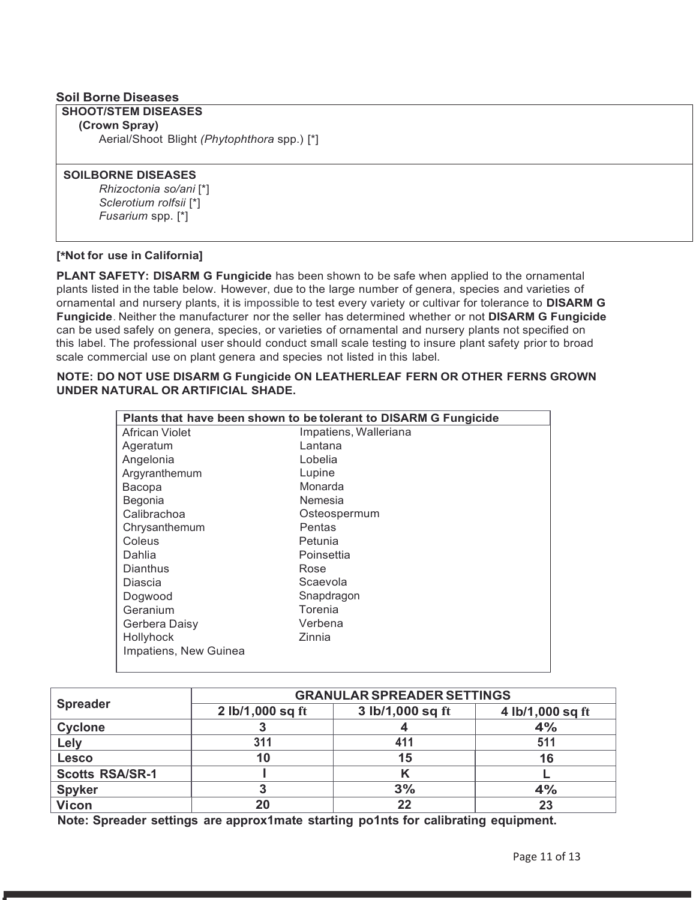## Soil Borne Diseases

| SHOOT/STEM DISEASES |
|---|
| **(Crown Spray)** |
| Aerial/Shoot Blight *(Phytophthora* spp.) [*] |
| **SOILBORNE DISEASES** |
| *Rhizoctonia so/ani* [*] |
| *Sclerotium rolfsii* [*] |
| *Fusarium* spp. [*] |

**[*Not for use in California]**

**PLANT SAFETY: DISARM G Fungicide** has been shown to be safe when applied to the ornamental plants listed in the table below. However, due to the large number of genera, species and varieties of ornamental and nursery plants, it is impossible to test every variety or cultivar for tolerance to **DISARM G Fungicide**. Neither the manufacturer nor the seller has determined whether or not **DISARM G Fungicide** can be used safely on genera, species, or varieties of ornamental and nursery plants not specified on this label. The professional user should conduct small scale testing to insure plant safety prior to broad scale commercial use on plant genera and species not listed in this label.

**NOTE: DO NOT USE DISARM G Fungicide ON LEATHERLEAF FERN OR OTHER FERNS GROWN UNDER NATURAL OR ARTIFICIAL SHADE.**

| Plants that have been shown to be tolerant to DISARM G Fungicide | |
|---|---|
| African Violet | Impatiens, Walleriana |
| Ageratum | Lantana |
| Angelonia | Lobelia |
| Argyranthemum | Lupine |
| Bacopa | Monarda |
| Begonia | Nemesia |
| Calibrachoa | Osteospermum |
| Chrysanthemum | Pentas |
| Coleus | Petunia |
| Dahlia | Poinsettia |
| Dianthus | Rose |
| Diascia | Scaevola |
| Dogwood | Snapdragon |
| Geranium | Torenia |
| Gerbera Daisy | Verbena |
| Hollyhock | Zinnia |
| Impatiens, New Guinea | |

| Spreader | GRANULAR SPREADER SETTINGS | | |
|---|---|---|---|
| | 2 lb/1,000 sq ft | 3 lb/1,000 sq ft | 4 lb/1,000 sq ft |
| **Cyclone** | 3 | 4 | 4% |
| **Lely** | 311 | 411 | 511 |
| **Lesco** | 10 | 15 | 16 |
| **Scotts RSA/SR-1** | I | K | L |
| **Spyker** | 3 | 3% | 4% |
| **Vicon** | 20 | 22 | 23 |

**Note: Spreader settings are approx1mate starting po1nts for calibrating equipment.**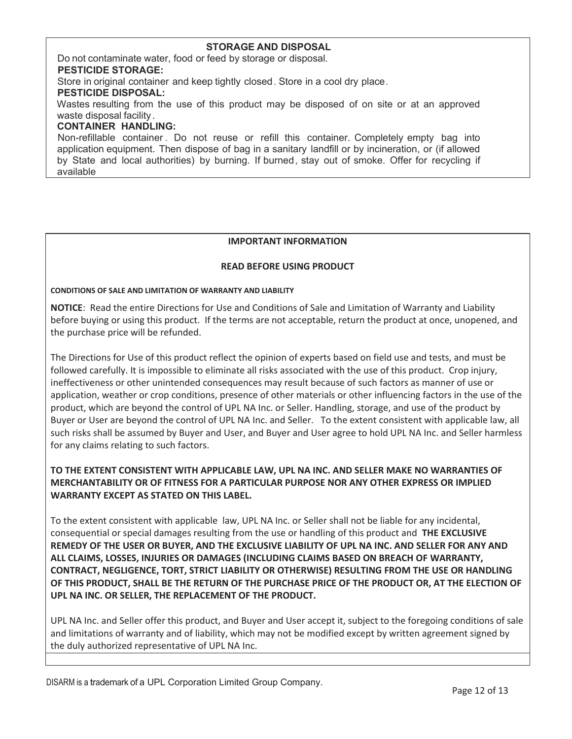## STORAGE AND DISPOSAL

Do not contaminate water, food or feed by storage or disposal.

**PESTICIDE STORAGE:**

Store in original container and keep tightly closed. Store in a cool dry place.

**PESTICIDE DISPOSAL:**

Wastes resulting from the use of this product may be disposed of on site or at an approved waste disposal facility.

**CONTAINER HANDLING:**

Non-refillable container. Do not reuse or refill this container. Completely empty bag into application equipment. Then dispose of bag in a sanitary landfill or by incineration, or (if allowed by State and local authorities) by burning. If burned, stay out of smoke. Offer for recycling if available

## IMPORTANT INFORMATION

## READ BEFORE USING PRODUCT

**CONDITIONS OF SALE AND LIMITATION OF WARRANTY AND LIABILITY**

**NOTICE**: Read the entire Directions for Use and Conditions of Sale and Limitation of Warranty and Liability before buying or using this product. If the terms are not acceptable, return the product at once, unopened, and the purchase price will be refunded.

The Directions for Use of this product reflect the opinion of experts based on field use and tests, and must be followed carefully. It is impossible to eliminate all risks associated with the use of this product. Crop injury, ineffectiveness or other unintended consequences may result because of such factors as manner of use or application, weather or crop conditions, presence of other materials or other influencing factors in the use of the product, which are beyond the control of UPL NA Inc. or Seller. Handling, storage, and use of the product by Buyer or User are beyond the control of UPL NA Inc. and Seller. To the extent consistent with applicable law, all such risks shall be assumed by Buyer and User, and Buyer and User agree to hold UPL NA Inc. and Seller harmless for any claims relating to such factors.

**TO THE EXTENT CONSISTENT WITH APPLICABLE LAW, UPL NA INC. AND SELLER MAKE NO WARRANTIES OF MERCHANTABILITY OR OF FITNESS FOR A PARTICULAR PURPOSE NOR ANY OTHER EXPRESS OR IMPLIED WARRANTY EXCEPT AS STATED ON THIS LABEL.**

To the extent consistent with applicable law, UPL NA Inc. or Seller shall not be liable for any incidental, consequential or special damages resulting from the use or handling of this product and **THE EXCLUSIVE REMEDY OF THE USER OR BUYER, AND THE EXCLUSIVE LIABILITY OF UPL NA INC. AND SELLER FOR ANY AND ALL CLAIMS, LOSSES, INJURIES OR DAMAGES (INCLUDING CLAIMS BASED ON BREACH OF WARRANTY, CONTRACT, NEGLIGENCE, TORT, STRICT LIABILITY OR OTHERWISE) RESULTING FROM THE USE OR HANDLING OF THIS PRODUCT, SHALL BE THE RETURN OF THE PURCHASE PRICE OF THE PRODUCT OR, AT THE ELECTION OF UPL NA INC. OR SELLER, THE REPLACEMENT OF THE PRODUCT.**

UPL NA Inc. and Seller offer this product, and Buyer and User accept it, subject to the foregoing conditions of sale and limitations of warranty and of liability, which may not be modified except by written agreement signed by the duly authorized representative of UPL NA Inc.

DISARM is a trademark of a UPL Corporation Limited Group Company.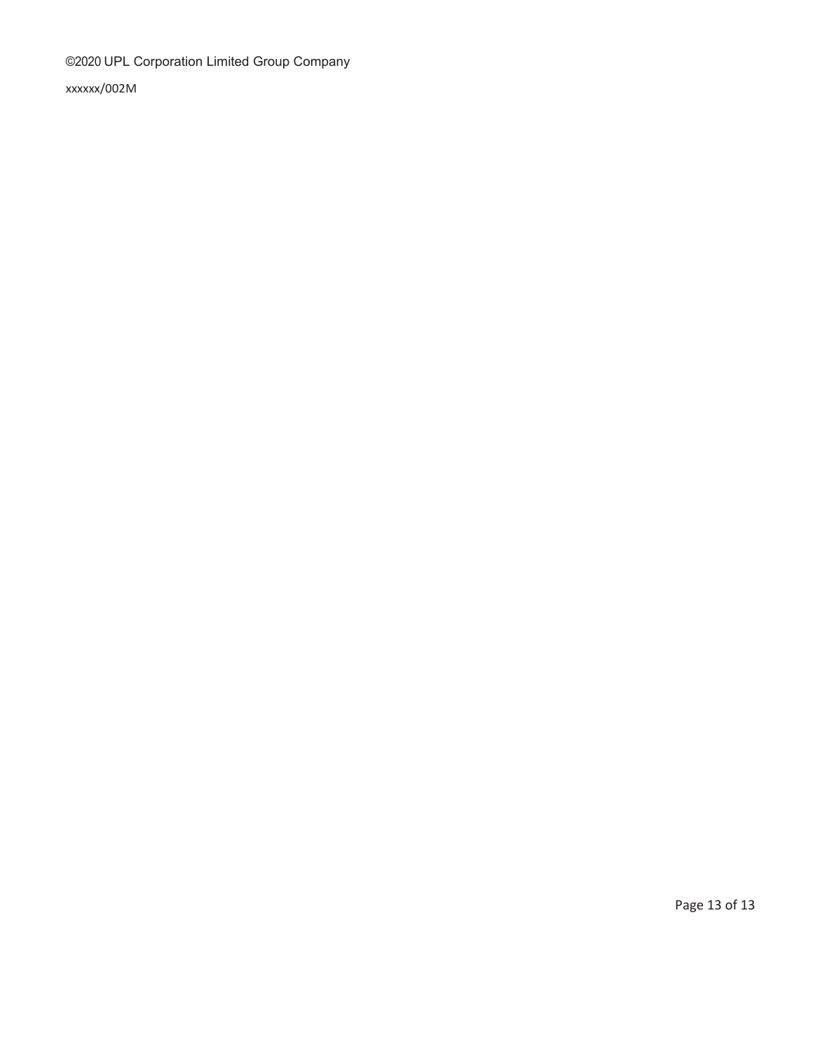©2020 UPL Corporation Limited Group Company

xxxxxx/002M